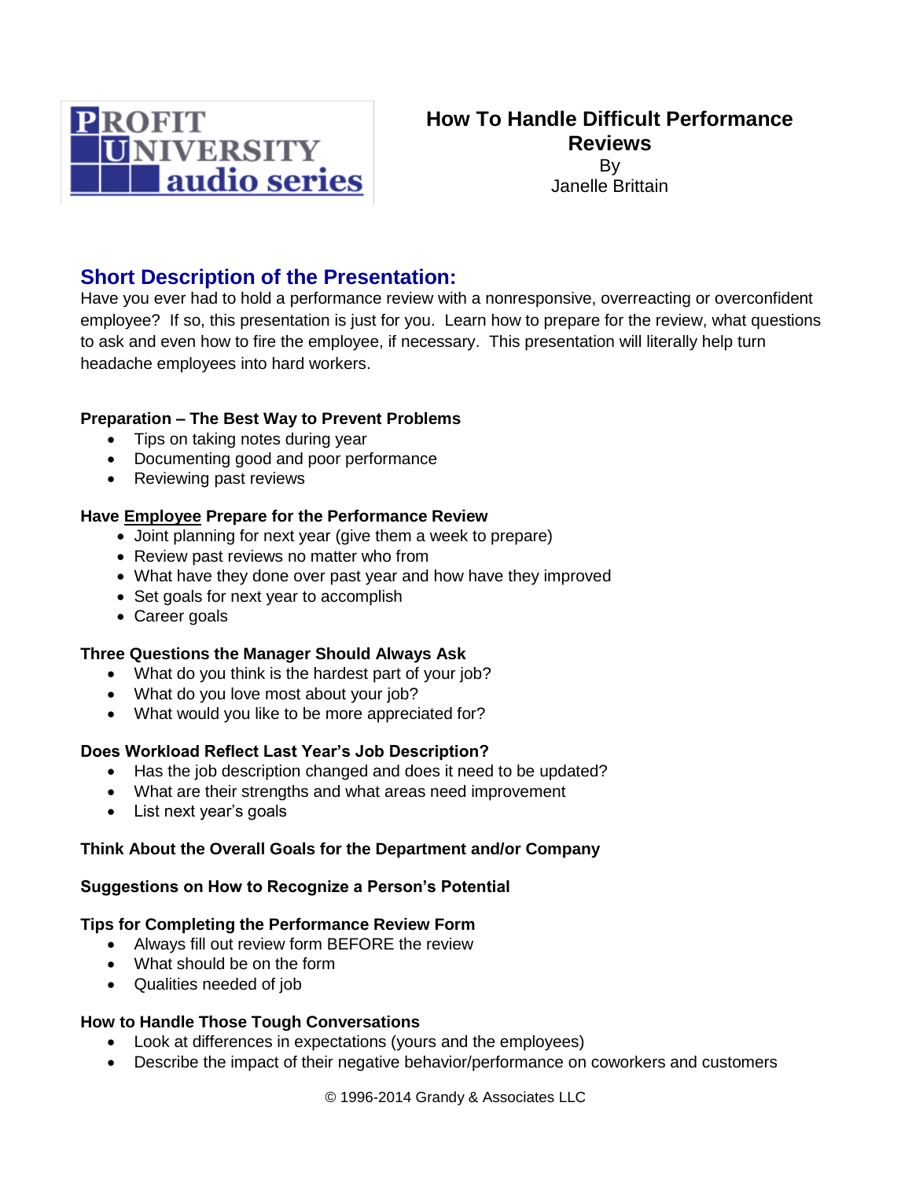PROFIT UNIVERSITY audio series

# How To Handle Difficult Performance Reviews

By
Janelle Brittain

## Short Description of the Presentation:

Have you ever had to hold a performance review with a nonresponsive, overreacting or overconfident employee? If so, this presentation is just for you. Learn how to prepare for the review, what questions to ask and even how to fire the employee, if necessary. This presentation will literally help turn headache employees into hard workers.

**Preparation – The Best Way to Prevent Problems**

- Tips on taking notes during year
- Documenting good and poor performance
- Reviewing past reviews

**Have <u>Employee</u> Prepare for the Performance Review**

- Joint planning for next year (give them a week to prepare)
- Review past reviews no matter who from
- What have they done over past year and how have they improved
- Set goals for next year to accomplish
- Career goals

**Three Questions the Manager Should Always Ask**

- What do you think is the hardest part of your job?
- What do you love most about your job?
- What would you like to be more appreciated for?

**Does Workload Reflect Last Year's Job Description?**

- Has the job description changed and does it need to be updated?
- What are their strengths and what areas need improvement
- List next year's goals

**Think About the Overall Goals for the Department and/or Company**

**Suggestions on How to Recognize a Person's Potential**

**Tips for Completing the Performance Review Form**

- Always fill out review form BEFORE the review
- What should be on the form
- Qualities needed of job

**How to Handle Those Tough Conversations**

- Look at differences in expectations (yours and the employees)
- Describe the impact of their negative behavior/performance on coworkers and customers

© 1996-2014 Grandy & Associates LLC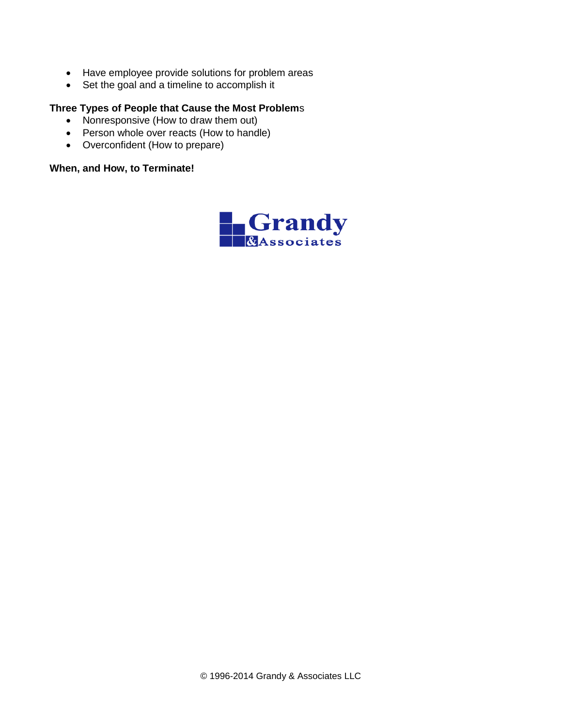- Have employee provide solutions for problem areas
- Set the goal and a timeline to accomplish it

**Three Types of People that Cause the Most Problem**s

- Nonresponsive (How to draw them out)
- Person whole over reacts (How to handle)
- Overconfident (How to prepare)

**When, and How, to Terminate!**

Grandy
&Associates

© 1996-2014 Grandy & Associates LLC